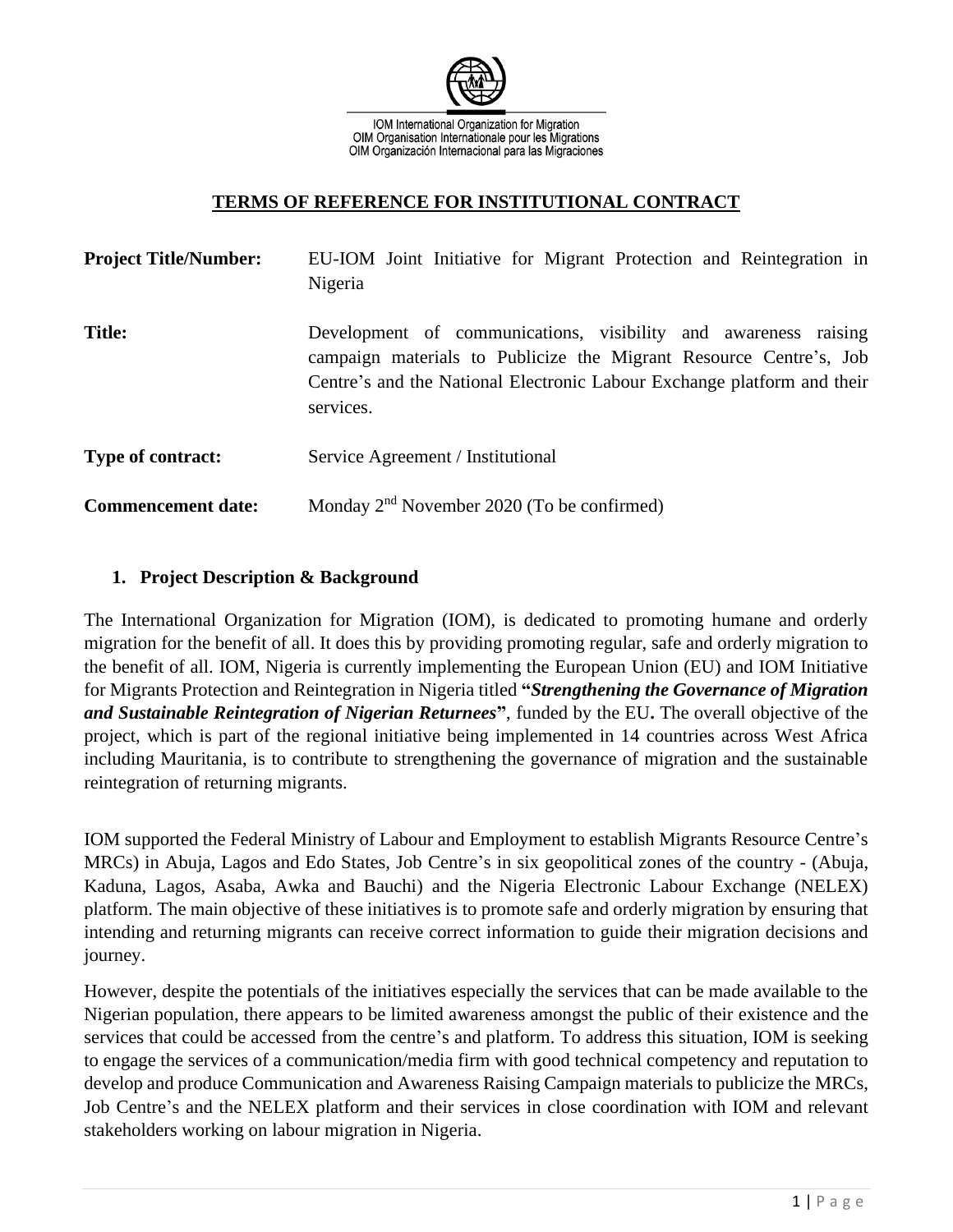IOM International Organization for Migration
OIM Organisation Internationale pour les Migrations
OIM Organización Internacional para las Migraciones

## TERMS OF REFERENCE FOR INSTITUTIONAL CONTRACT

**Project Title/Number:** EU-IOM Joint Initiative for Migrant Protection and Reintegration in Nigeria

**Title:** Development of communications, visibility and awareness raising campaign materials to Publicize the Migrant Resource Centre's, Job Centre's and the National Electronic Labour Exchange platform and their services.

**Type of contract:** Service Agreement / Institutional

**Commencement date:** Monday 2nd November 2020 (To be confirmed)

### 1. Project Description & Background

The International Organization for Migration (IOM), is dedicated to promoting humane and orderly migration for the benefit of all. It does this by providing promoting regular, safe and orderly migration to the benefit of all. IOM, Nigeria is currently implementing the European Union (EU) and IOM Initiative for Migrants Protection and Reintegration in Nigeria titled **"*Strengthening the Governance of Migration and Sustainable Reintegration of Nigerian Returnees*"**, funded by the EU**.** The overall objective of the project, which is part of the regional initiative being implemented in 14 countries across West Africa including Mauritania, is to contribute to strengthening the governance of migration and the sustainable reintegration of returning migrants.

IOM supported the Federal Ministry of Labour and Employment to establish Migrants Resource Centre's MRCs) in Abuja, Lagos and Edo States, Job Centre's in six geopolitical zones of the country - (Abuja, Kaduna, Lagos, Asaba, Awka and Bauchi) and the Nigeria Electronic Labour Exchange (NELEX) platform. The main objective of these initiatives is to promote safe and orderly migration by ensuring that intending and returning migrants can receive correct information to guide their migration decisions and journey.

However, despite the potentials of the initiatives especially the services that can be made available to the Nigerian population, there appears to be limited awareness amongst the public of their existence and the services that could be accessed from the centre's and platform. To address this situation, IOM is seeking to engage the services of a communication/media firm with good technical competency and reputation to develop and produce Communication and Awareness Raising Campaign materials to publicize the MRCs, Job Centre's and the NELEX platform and their services in close coordination with IOM and relevant stakeholders working on labour migration in Nigeria.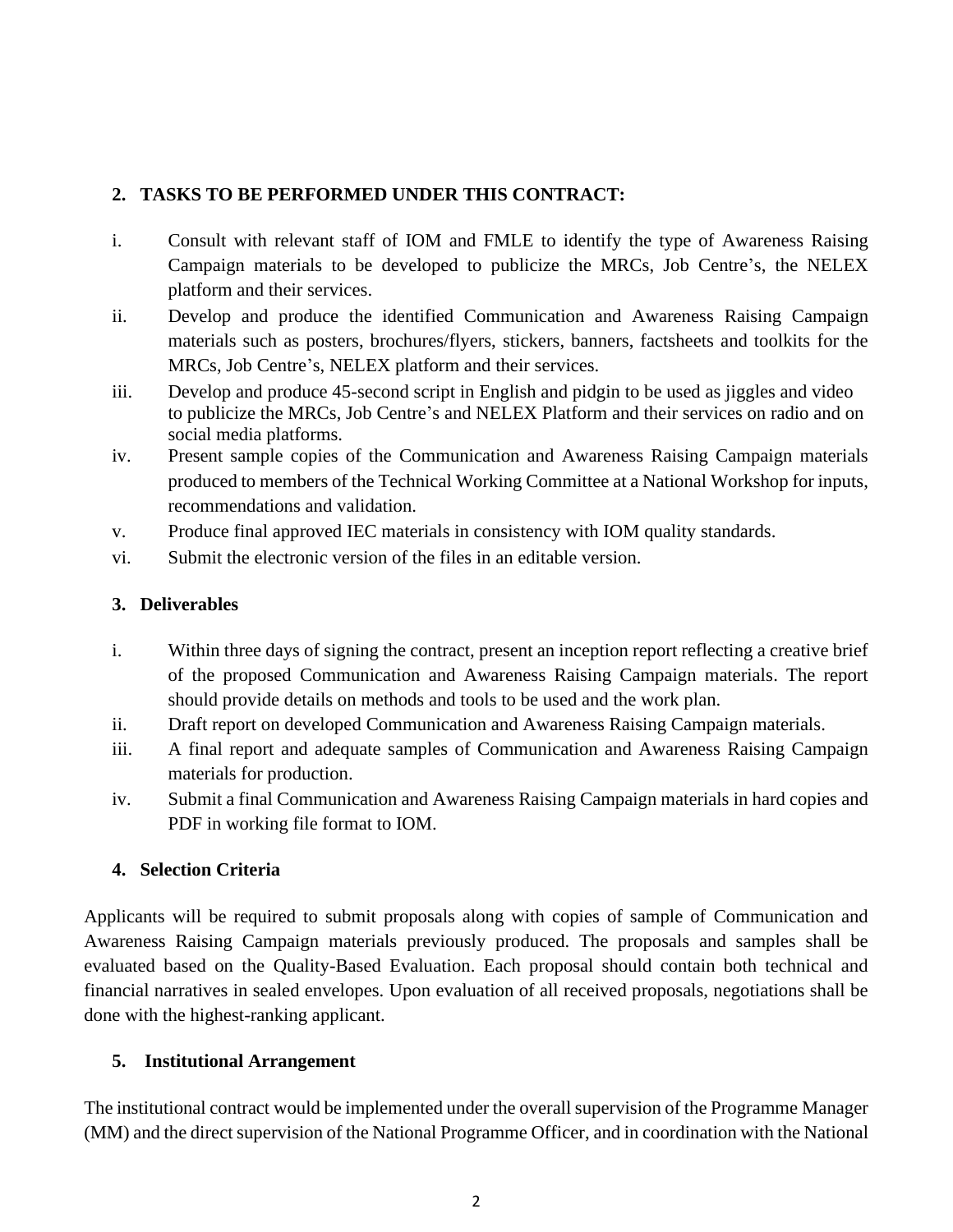## 2. TASKS TO BE PERFORMED UNDER THIS CONTRACT:

i. Consult with relevant staff of IOM and FMLE to identify the type of Awareness Raising Campaign materials to be developed to publicize the MRCs, Job Centre's, the NELEX platform and their services.

ii. Develop and produce the identified Communication and Awareness Raising Campaign materials such as posters, brochures/flyers, stickers, banners, factsheets and toolkits for the MRCs, Job Centre's, NELEX platform and their services.

iii. Develop and produce 45-second script in English and pidgin to be used as jiggles and video to publicize the MRCs, Job Centre's and NELEX Platform and their services on radio and on social media platforms.

iv. Present sample copies of the Communication and Awareness Raising Campaign materials produced to members of the Technical Working Committee at a National Workshop for inputs, recommendations and validation.

v. Produce final approved IEC materials in consistency with IOM quality standards.

vi. Submit the electronic version of the files in an editable version.

## 3. Deliverables

i. Within three days of signing the contract, present an inception report reflecting a creative brief of the proposed Communication and Awareness Raising Campaign materials. The report should provide details on methods and tools to be used and the work plan.

ii. Draft report on developed Communication and Awareness Raising Campaign materials.

iii. A final report and adequate samples of Communication and Awareness Raising Campaign materials for production.

iv. Submit a final Communication and Awareness Raising Campaign materials in hard copies and PDF in working file format to IOM.

## 4. Selection Criteria

Applicants will be required to submit proposals along with copies of sample of Communication and Awareness Raising Campaign materials previously produced. The proposals and samples shall be evaluated based on the Quality-Based Evaluation. Each proposal should contain both technical and financial narratives in sealed envelopes. Upon evaluation of all received proposals, negotiations shall be done with the highest-ranking applicant.

## 5. Institutional Arrangement

The institutional contract would be implemented under the overall supervision of the Programme Manager (MM) and the direct supervision of the National Programme Officer, and in coordination with the National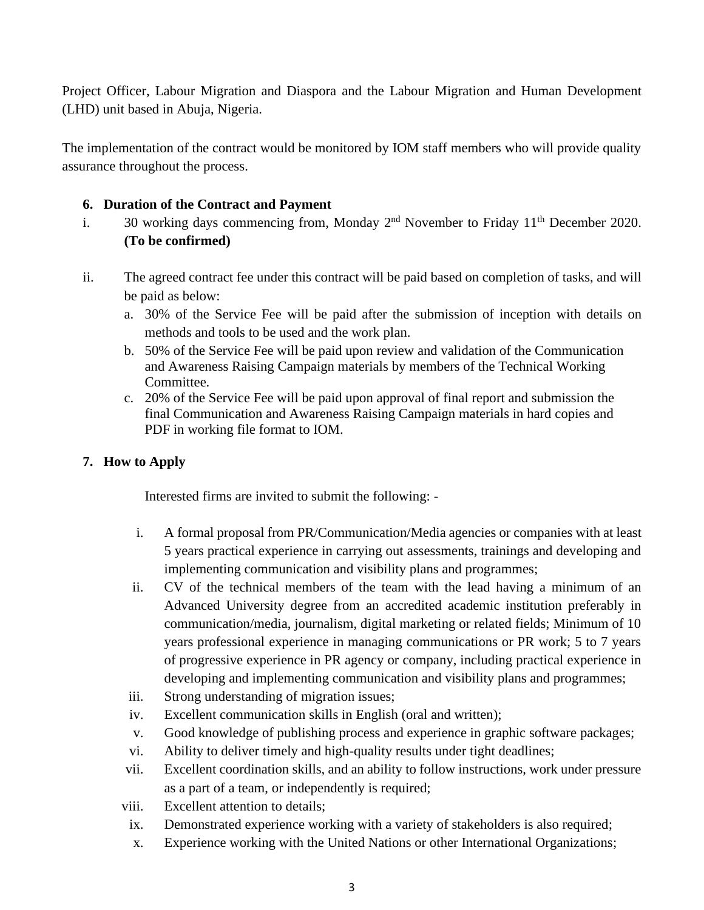Project Officer, Labour Migration and Diaspora and the Labour Migration and Human Development (LHD) unit based in Abuja, Nigeria.

The implementation of the contract would be monitored by IOM staff members who will provide quality assurance throughout the process.

## 6. Duration of the Contract and Payment

i. 30 working days commencing from, Monday 2nd November to Friday 11th December 2020. **(To be confirmed)**

ii. The agreed contract fee under this contract will be paid based on completion of tasks, and will be paid as below:

   a. 30% of the Service Fee will be paid after the submission of inception with details on methods and tools to be used and the work plan.
   b. 50% of the Service Fee will be paid upon review and validation of the Communication and Awareness Raising Campaign materials by members of the Technical Working Committee.
   c. 20% of the Service Fee will be paid upon approval of final report and submission the final Communication and Awareness Raising Campaign materials in hard copies and PDF in working file format to IOM.

## 7. How to Apply

Interested firms are invited to submit the following: -

i. A formal proposal from PR/Communication/Media agencies or companies with at least 5 years practical experience in carrying out assessments, trainings and developing and implementing communication and visibility plans and programmes;
ii. CV of the technical members of the team with the lead having a minimum of an Advanced University degree from an accredited academic institution preferably in communication/media, journalism, digital marketing or related fields; Minimum of 10 years professional experience in managing communications or PR work; 5 to 7 years of progressive experience in PR agency or company, including practical experience in developing and implementing communication and visibility plans and programmes;
iii. Strong understanding of migration issues;
iv. Excellent communication skills in English (oral and written);
v. Good knowledge of publishing process and experience in graphic software packages;
vi. Ability to deliver timely and high-quality results under tight deadlines;
vii. Excellent coordination skills, and an ability to follow instructions, work under pressure as a part of a team, or independently is required;
viii. Excellent attention to details;
ix. Demonstrated experience working with a variety of stakeholders is also required;
x. Experience working with the United Nations or other International Organizations;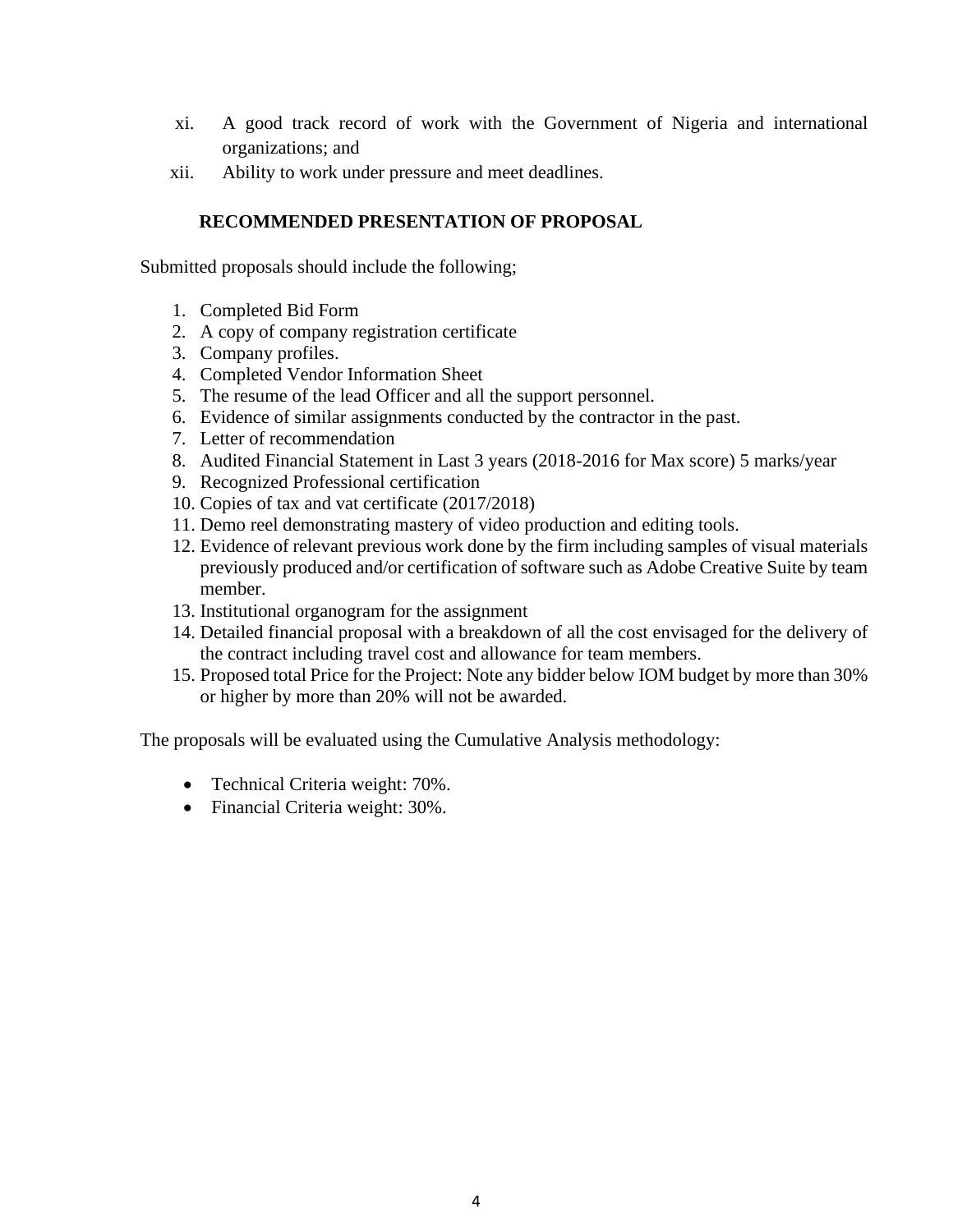xi. A good track record of work with the Government of Nigeria and international organizations; and

xii. Ability to work under pressure and meet deadlines.

**RECOMMENDED PRESENTATION OF PROPOSAL**

Submitted proposals should include the following;

1. Completed Bid Form
2. A copy of company registration certificate
3. Company profiles.
4. Completed Vendor Information Sheet
5. The resume of the lead Officer and all the support personnel.
6. Evidence of similar assignments conducted by the contractor in the past.
7. Letter of recommendation
8. Audited Financial Statement in Last 3 years (2018-2016 for Max score) 5 marks/year
9. Recognized Professional certification
10. Copies of tax and vat certificate (2017/2018)
11. Demo reel demonstrating mastery of video production and editing tools.
12. Evidence of relevant previous work done by the firm including samples of visual materials previously produced and/or certification of software such as Adobe Creative Suite by team member.
13. Institutional organogram for the assignment
14. Detailed financial proposal with a breakdown of all the cost envisaged for the delivery of the contract including travel cost and allowance for team members.
15. Proposed total Price for the Project: Note any bidder below IOM budget by more than 30% or higher by more than 20% will not be awarded.

The proposals will be evaluated using the Cumulative Analysis methodology:

- Technical Criteria weight: 70%.
- Financial Criteria weight: 30%.